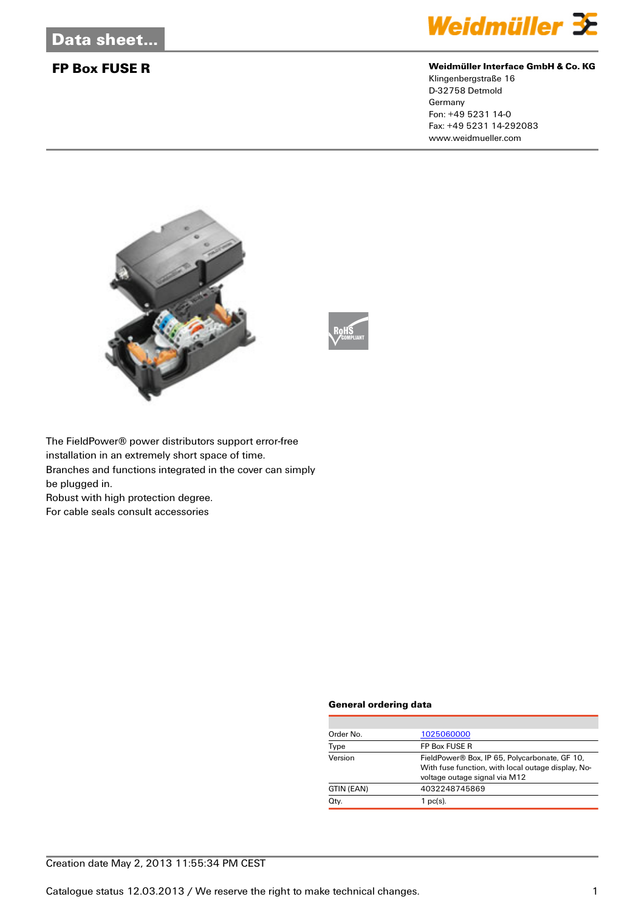# Data sheet...

## FP Box FUSE R

**Weidmüller Interface GmbH & Co. KG**
Klingenbergstraße 16
D-32758 Detmold
Germany
Fon: +49 5231 14-0
Fax: +49 5231 14-292083
www.weidmueller.com

The FieldPower® power distributors support error-free installation in an extremely short space of time.
Branches and functions integrated in the cover can simply be plugged in.
Robust with high protection degree.
For cable seals consult accessories

### General ordering data

| | |
|---|---|
| Order No. | 1025060000 |
| Type | FP Box FUSE R |
| Version | FieldPower® Box, IP 65, Polycarbonate, GF 10, With fuse function, with local outage display, No-voltage outage signal via M12 |
| GTIN (EAN) | 4032248745869 |
| Qty. | 1 pc(s). |

Creation date May 2, 2013 11:55:34 PM CEST

Catalogue status 12.03.2013 / We reserve the right to make technical changes.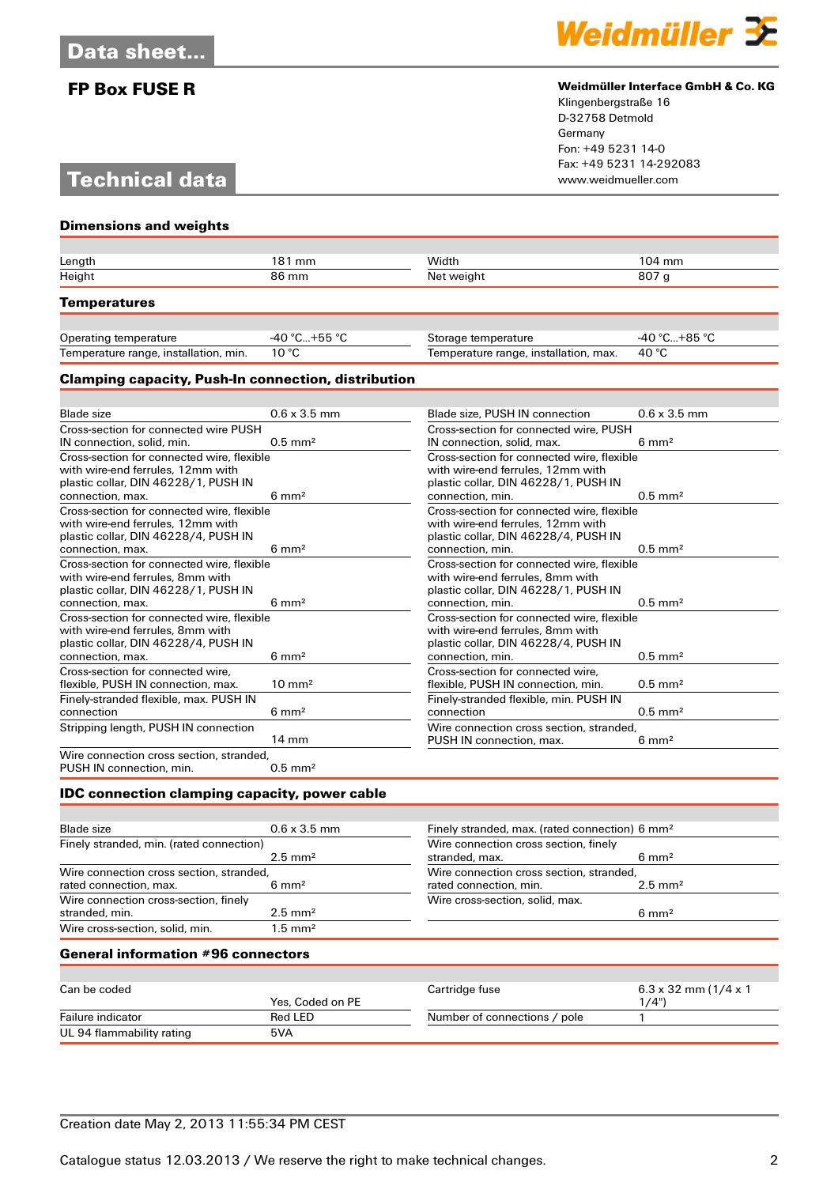## Technical data

### Dimensions and weights

| | | | |
|---|---|---|---|
| Length | 181 mm | Width | 104 mm |
| Height | 86 mm | Net weight | 807 g |

### Temperatures

| | | | |
|---|---|---|---|
| Operating temperature | -40 °C...+55 °C | Storage temperature | -40 °C...+85 °C |
| Temperature range, installation, min. | 10 °C | Temperature range, installation, max. | 40 °C |

### Clamping capacity, Push-In connection, distribution

| | | | |
|---|---|---|---|
| Blade size | 0.6 x 3.5 mm | Blade size, PUSH IN connection | 0.6 x 3.5 mm |
| Cross-section for connected wire PUSH IN connection, solid, min. | 0.5 mm² | Cross-section for connected wire, PUSH IN connection, solid, max. | 6 mm² |
| Cross-section for connected wire, flexible with wire-end ferrules, 12mm with plastic collar, DIN 46228/1, PUSH IN connection, max. | 6 mm² | Cross-section for connected wire, flexible with wire-end ferrules, 12mm with plastic collar, DIN 46228/1, PUSH IN connection, min. | 0.5 mm² |
| Cross-section for connected wire, flexible with wire-end ferrules, 12mm with plastic collar, DIN 46228/4, PUSH IN connection, max. | 6 mm² | Cross-section for connected wire, flexible with wire-end ferrules, 12mm with plastic collar, DIN 46228/4, PUSH IN connection, min. | 0.5 mm² |
| Cross-section for connected wire, flexible with wire-end ferrules, 8mm with plastic collar, DIN 46228/1, PUSH IN connection, max. | 6 mm² | Cross-section for connected wire, flexible with wire-end ferrules, 8mm with plastic collar, DIN 46228/1, PUSH IN connection, min. | 0.5 mm² |
| Cross-section for connected wire, flexible with wire-end ferrules, 8mm with plastic collar, DIN 46228/4, PUSH IN connection, max. | 6 mm² | Cross-section for connected wire, flexible with wire-end ferrules, 8mm with plastic collar, DIN 46228/4, PUSH IN connection, min. | 0.5 mm² |
| Cross-section for connected wire, flexible, PUSH IN connection, max. | 10 mm² | Cross-section for connected wire, flexible, PUSH IN connection, min. | 0.5 mm² |
| Finely-stranded flexible, max. PUSH IN connection | 6 mm² | Finely-stranded flexible, min. PUSH IN connection | 0.5 mm² |
| Stripping length, PUSH IN connection | 14 mm | Wire connection cross section, stranded, PUSH IN connection, max. | 6 mm² |
| Wire connection cross section, stranded, PUSH IN connection, min. | 0.5 mm² | | |

### IDC connection clamping capacity, power cable

| | | | |
|---|---|---|---|
| Blade size | 0.6 x 3.5 mm | Finely stranded, max. (rated connection) | 6 mm² |
| Finely stranded, min. (rated connection) | 2.5 mm² | Wire connection cross section, finely stranded, max. | 6 mm² |
| Wire connection cross section, stranded, rated connection, max. | 6 mm² | Wire connection cross section, stranded, rated connection, min. | 2.5 mm² |
| Wire connection cross-section, finely stranded, min. | 2.5 mm² | Wire cross-section, solid, max. | 6 mm² |
| Wire cross-section, solid, min. | 1.5 mm² | | |

### General information #96 connectors

| | | | |
|---|---|---|---|
| Can be coded | Yes, Coded on PE | Cartridge fuse | 6.3 x 32 mm (1/4 x 1 1/4") |
| Failure indicator | Red LED | Number of connections / pole | 1 |
| UL 94 flammability rating | 5VA | | |

Creation date May 2, 2013 11:55:34 PM CEST

Catalogue status 12.03.2013 / We reserve the right to make technical changes.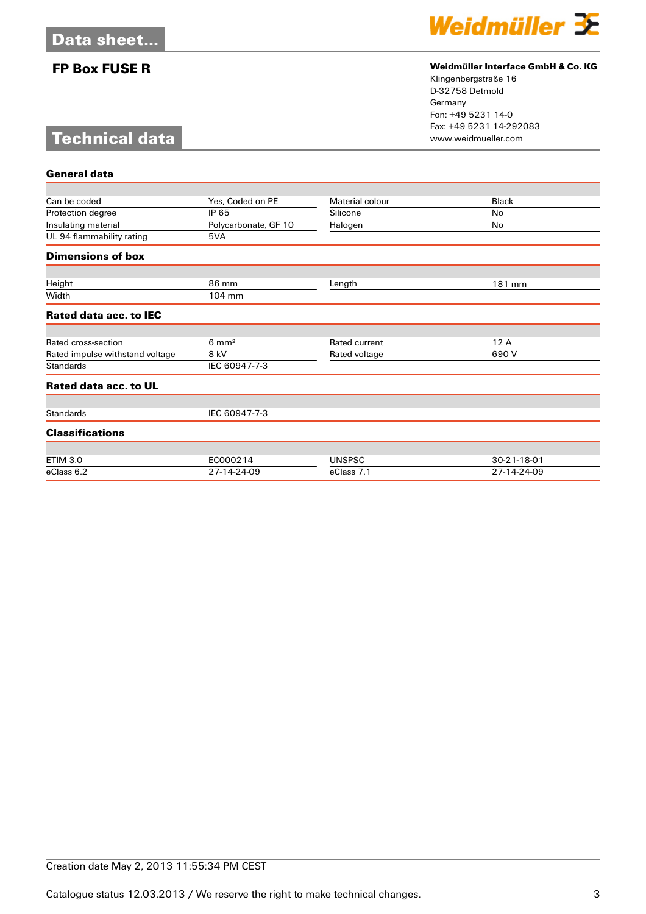# Data sheet...

## FP Box FUSE R

**Weidmüller Interface GmbH & Co. KG**
Klingenbergstraße 16
D-32758 Detmold
Germany
Fon: +49 5231 14-0
Fax: +49 5231 14-292083
www.weidmueller.com

# Technical data

### General data

| | | | |
|---|---|---|---|
| Can be coded | Yes, Coded on PE | Material colour | Black |
| Protection degree | IP 65 | Silicone | No |
| Insulating material | Polycarbonate, GF 10 | Halogen | No |
| UL 94 flammability rating | 5VA | | |

### Dimensions of box

| | | | |
|---|---|---|---|
| Height | 86 mm | Length | 181 mm |
| Width | 104 mm | | |

### Rated data acc. to IEC

| | | | |
|---|---|---|---|
| Rated cross-section | 6 mm² | Rated current | 12 A |
| Rated impulse withstand voltage | 8 kV | Rated voltage | 690 V |
| Standards | IEC 60947-7-3 | | |

### Rated data acc. to UL

| | |
|---|---|
| Standards | IEC 60947-7-3 |

### Classifications

| | | | |
|---|---|---|---|
| ETIM 3.0 | EC000214 | UNSPSC | 30-21-18-01 |
| eClass 6.2 | 27-14-24-09 | eClass 7.1 | 27-14-24-09 |

Creation date May 2, 2013 11:55:34 PM CEST

Catalogue status 12.03.2013 / We reserve the right to make technical changes.